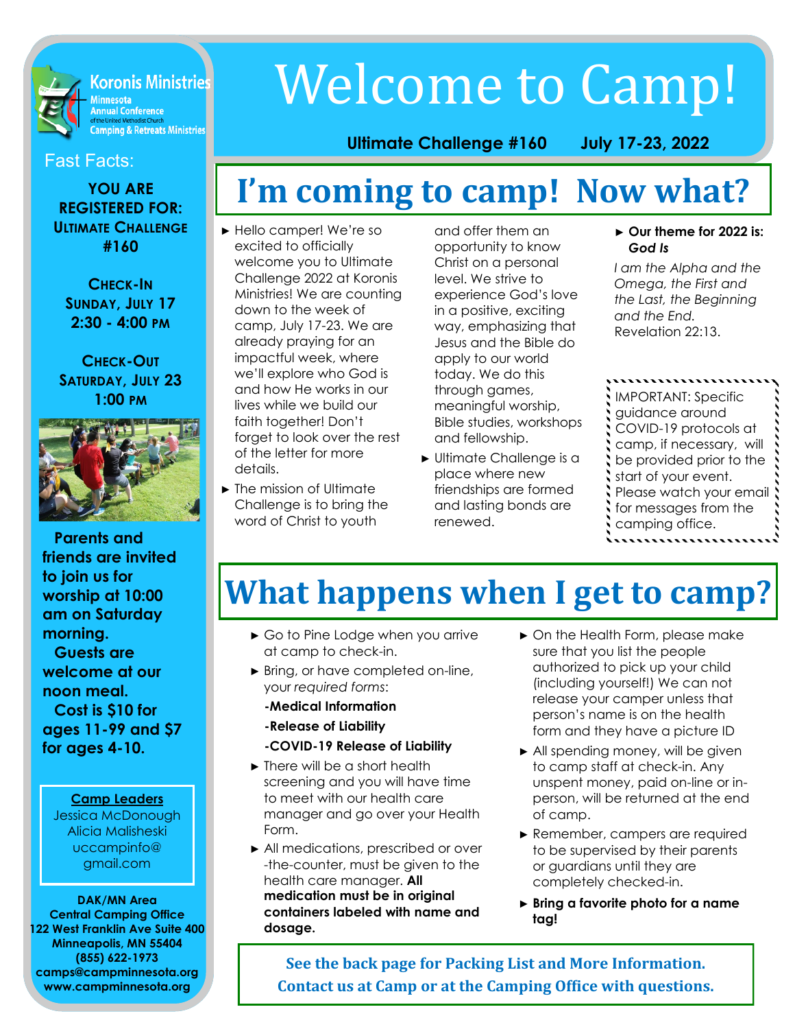Koronis Ministries
Minnesota Annual Conference of the United Methodist Church
Camping & Retreats Ministries

# Welcome to Camp!

**Ultimate Challenge #160 July 17-23, 2022**

Fast Facts:

**YOU ARE REGISTERED FOR: ULTIMATE CHALLENGE #160**

**CHECK-IN SUNDAY, JULY 17 2:30 - 4:00 PM**

**CHECK-OUT SATURDAY, JULY 23 1:00 PM**

**Parents and friends are invited to join us for worship at 10:00 am on Saturday morning.**

**Guests are welcome at our noon meal.**

**Cost is $10 for ages 11-99 and $7 for ages 4-10.**

**Camp Leaders**
Jessica McDonough
Alicia Malisheski
uccampinfo@gmail.com

**DAK/MN Area Central Camping Office**
**122 West Franklin Ave Suite 400**
**Minneapolis, MN 55404**
**(855) 622-1973**
**camps@campminnesota.org**
**www.campminnesota.org**

## I'm coming to camp! Now what?

- Hello camper! We're so excited to officially welcome you to Ultimate Challenge 2022 at Koronis Ministries! We are counting down to the week of camp, July 17-23. We are already praying for an impactful week, where we'll explore who God is and how He works in our lives while we build our faith together! Don't forget to look over the rest of the letter for more details.
- The mission of Ultimate Challenge is to bring the word of Christ to youth and offer them an opportunity to know Christ on a personal level. We strive to experience God's love in a positive, exciting way, emphasizing that Jesus and the Bible do apply to our world today. We do this through games, meaningful worship, Bible studies, workshops and fellowship.
- Ultimate Challenge is a place where new friendships are formed and lasting bonds are renewed.
- **Our theme for 2022 is: *God Is***

*I am the Alpha and the Omega, the First and the Last, the Beginning and the End.* Revelation 22:13.

IMPORTANT: Specific guidance around COVID-19 protocols at camp, if necessary, will be provided prior to the start of your event. Please watch your email for messages from the camping office.

## What happens when I get to camp?

- Go to Pine Lodge when you arrive at camp to check-in.
- Bring, or have completed on-line, your *required forms*:
  - **-Medical Information**
  - **-Release of Liability**
  - **-COVID-19 Release of Liability**
- There will be a short health screening and you will have time to meet with our health care manager and go over your Health Form.
- All medications, prescribed or over-the-counter, must be given to the health care manager. **All medication must be in original containers labeled with name and dosage.**
- On the Health Form, please make sure that you list the people authorized to pick up your child (including yourself!) We can not release your camper unless that person's name is on the health form and they have a picture ID
- All spending money, will be given to camp staff at check-in. Any unspent money, paid on-line or in-person, will be returned at the end of camp.
- Remember, campers are required to be supervised by their parents or guardians until they are completely checked-in.
- **Bring a favorite photo for a name tag!**

**See the back page for Packing List and More Information.**
**Contact us at Camp or at the Camping Office with questions.**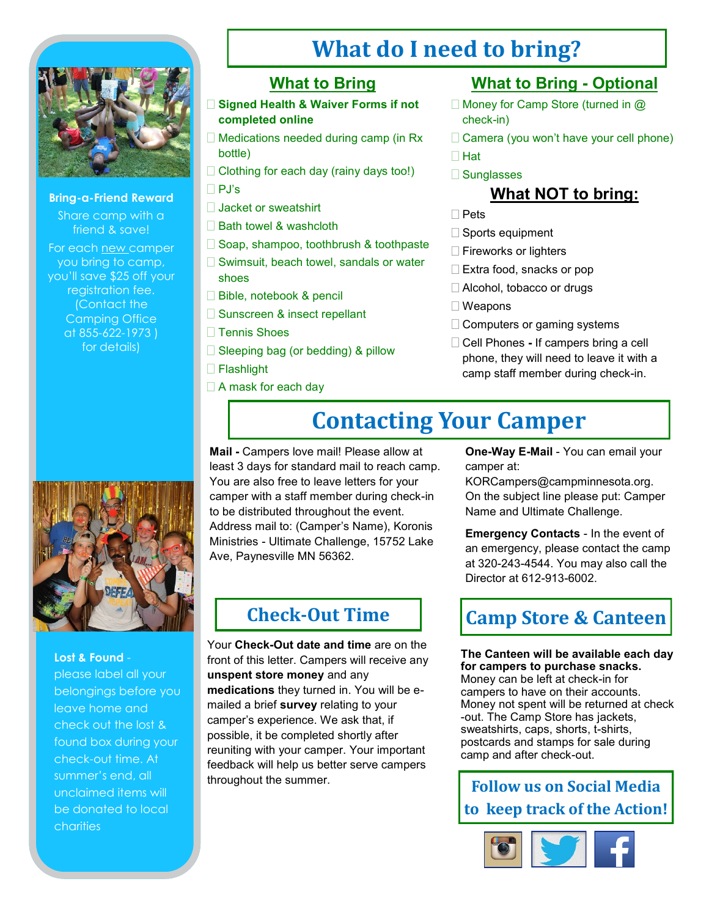**Bring-a-Friend Reward**

Share camp with a friend & save!

For each new camper you bring to camp, you'll save $25 off your registration fee. (Contact the Camping Office at 855-622-1973 ) for details)

**Lost & Found** - please label all your belongings before you leave home and check out the lost & found box during your check-out time. At summer's end, all unclaimed items will be donated to local charities

# What do I need to bring?

## What to Bring

- **Signed Health & Waiver Forms if not completed online**
- Medications needed during camp (in Rx bottle)
- Clothing for each day (rainy days too!)
- PJ's
- Jacket or sweatshirt
- Bath towel & washcloth
- Soap, shampoo, toothbrush & toothpaste
- Swimsuit, beach towel, sandals or water shoes
- Bible, notebook & pencil
- Sunscreen & insect repellant
- Tennis Shoes
- Sleeping bag (or bedding) & pillow
- Flashlight
- A mask for each day

## What to Bring - Optional

- Money for Camp Store (turned in @ check-in)
- Camera (you won't have your cell phone)
- Hat
- Sunglasses

## What NOT to bring:

- Pets
- Sports equipment
- Fireworks or lighters
- Extra food, snacks or pop
- Alcohol, tobacco or drugs
- Weapons
- Computers or gaming systems
- Cell Phones - If campers bring a cell phone, they will need to leave it with a camp staff member during check-in.

# Contacting Your Camper

**Mail -** Campers love mail! Please allow at least 3 days for standard mail to reach camp. You are also free to leave letters for your camper with a staff member during check-in to be distributed throughout the event. Address mail to: (Camper's Name), Koronis Ministries - Ultimate Challenge, 15752 Lake Ave, Paynesville MN 56362.

**One-Way E-Mail** - You can email your camper at: KORCampers@campminnesota.org. On the subject line please put: Camper Name and Ultimate Challenge.

**Emergency Contacts** - In the event of an emergency, please contact the camp at 320-243-4544. You may also call the Director at 612-913-6002.

# Check-Out Time

Your **Check-Out date and time** are on the front of this letter. Campers will receive any **unspent store money** and any **medications** they turned in. You will be e-mailed a brief **survey** relating to your camper's experience. We ask that, if possible, it be completed shortly after reuniting with your camper. Your important feedback will help us better serve campers throughout the summer.

# Camp Store & Canteen

**The Canteen will be available each day for campers to purchase snacks.** Money can be left at check-in for campers to have on their accounts. Money not spent will be returned at check-out. The Camp Store has jackets, sweatshirts, caps, shorts, t-shirts, postcards and stamps for sale during camp and after check-out.

**Follow us on Social Media to keep track of the Action!**